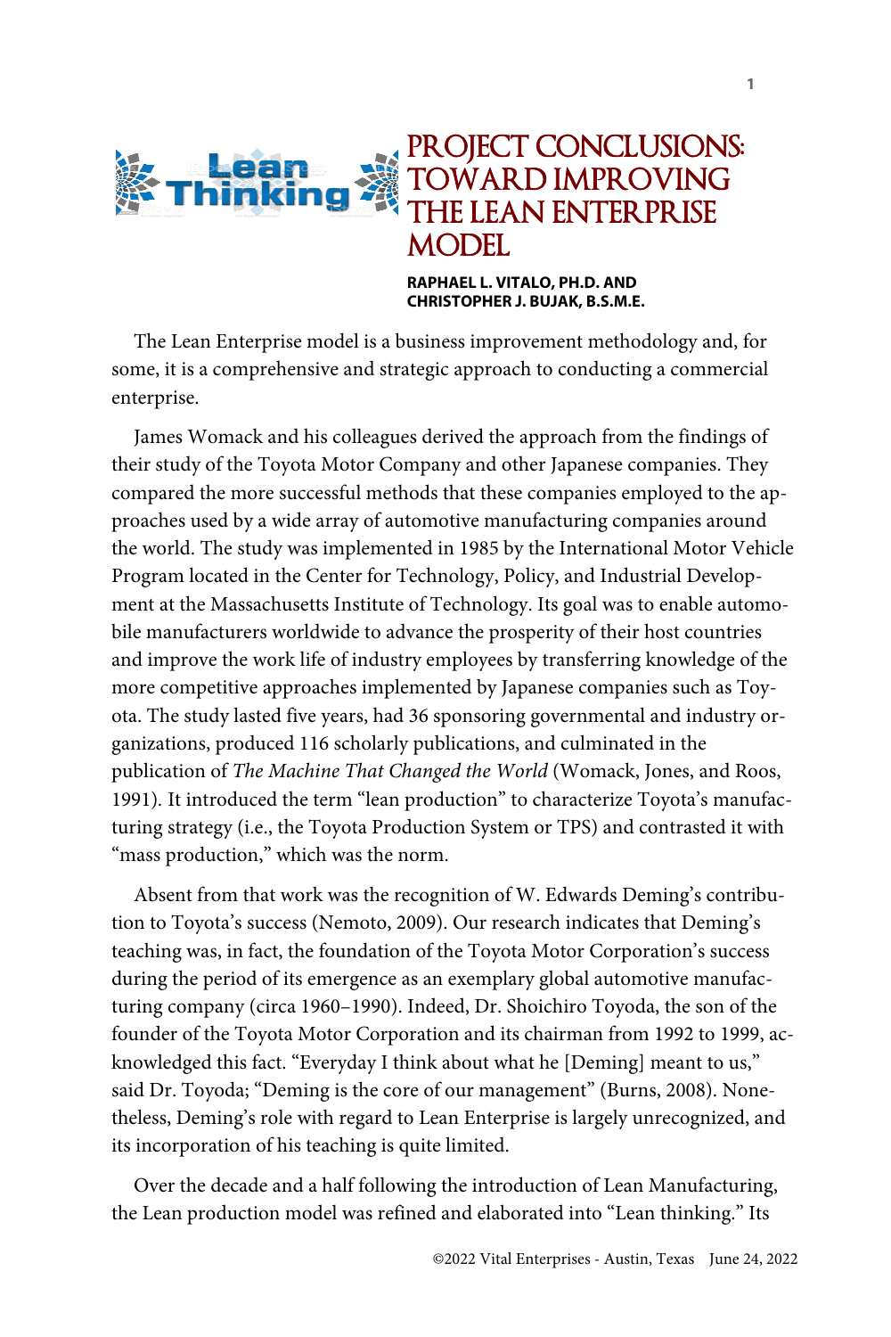# Project Conclusions: Toward Improving the Lean Enterprise Model

**RAPHAEL L. VITALO, PH.D. AND CHRISTOPHER J. BUJAK, B.S.M.E.**

The Lean Enterprise model is a business improvement methodology and, for some, it is a comprehensive and strategic approach to conducting a commercial enterprise.

James Womack and his colleagues derived the approach from the findings of their study of the Toyota Motor Company and other Japanese companies. They compared the more successful methods that these companies employed to the approaches used by a wide array of automotive manufacturing companies around the world. The study was implemented in 1985 by the International Motor Vehicle Program located in the Center for Technology, Policy, and Industrial Development at the Massachusetts Institute of Technology. Its goal was to enable automobile manufacturers worldwide to advance the prosperity of their host countries and improve the work life of industry employees by transferring knowledge of the more competitive approaches implemented by Japanese companies such as Toyota. The study lasted five years, had 36 sponsoring governmental and industry organizations, produced 116 scholarly publications, and culminated in the publication of *The Machine That Changed the World* (Womack, Jones, and Roos, 1991). It introduced the term "lean production" to characterize Toyota's manufacturing strategy (i.e., the Toyota Production System or TPS) and contrasted it with "mass production," which was the norm.

Absent from that work was the recognition of W. Edwards Deming's contribution to Toyota's success (Nemoto, 2009). Our research indicates that Deming's teaching was, in fact, the foundation of the Toyota Motor Corporation's success during the period of its emergence as an exemplary global automotive manufacturing company (circa 1960–1990). Indeed, Dr. Shoichiro Toyoda, the son of the founder of the Toyota Motor Corporation and its chairman from 1992 to 1999, acknowledged this fact. "Everyday I think about what he [Deming] meant to us," said Dr. Toyoda; "Deming is the core of our management" (Burns, 2008). Nonetheless, Deming's role with regard to Lean Enterprise is largely unrecognized, and its incorporation of his teaching is quite limited.

Over the decade and a half following the introduction of Lean Manufacturing, the Lean production model was refined and elaborated into "Lean thinking." Its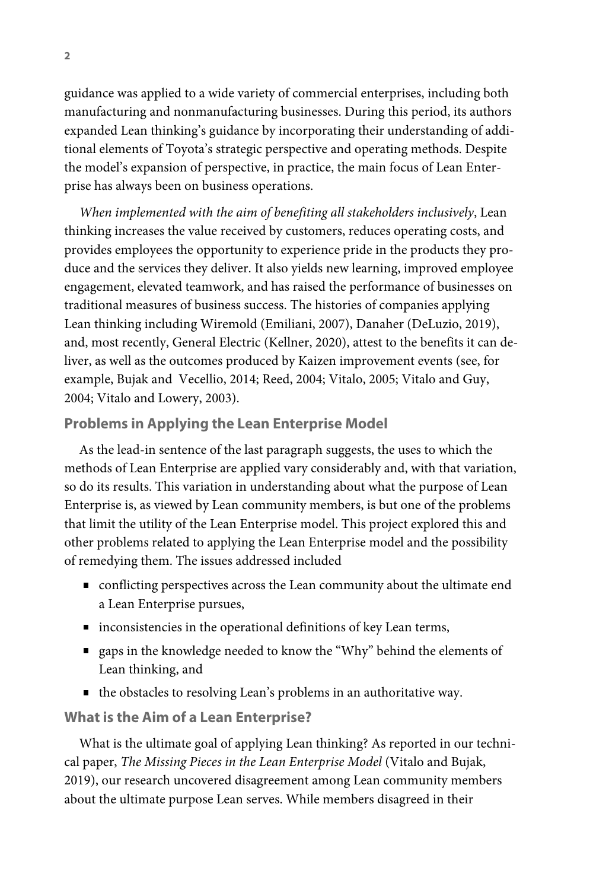guidance was applied to a wide variety of commercial enterprises, including both manufacturing and nonmanufacturing businesses. During this period, its authors expanded Lean thinking's guidance by incorporating their understanding of additional elements of Toyota's strategic perspective and operating methods. Despite the model's expansion of perspective, in practice, the main focus of Lean Enterprise has always been on business operations.

*When implemented with the aim of benefiting all stakeholders inclusively*, Lean thinking increases the value received by customers, reduces operating costs, and provides employees the opportunity to experience pride in the products they produce and the services they deliver. It also yields new learning, improved employee engagement, elevated teamwork, and has raised the performance of businesses on traditional measures of business success. The histories of companies applying Lean thinking including Wiremold (Emiliani, 2007), Danaher (DeLuzio, 2019), and, most recently, General Electric (Kellner, 2020), attest to the benefits it can deliver, as well as the outcomes produced by Kaizen improvement events (see, for example, Bujak and Vecellio, 2014; Reed, 2004; Vitalo, 2005; Vitalo and Guy, 2004; Vitalo and Lowery, 2003).

## Problems in Applying the Lean Enterprise Model

As the lead-in sentence of the last paragraph suggests, the uses to which the methods of Lean Enterprise are applied vary considerably and, with that variation, so do its results. This variation in understanding about what the purpose of Lean Enterprise is, as viewed by Lean community members, is but one of the problems that limit the utility of the Lean Enterprise model. This project explored this and other problems related to applying the Lean Enterprise model and the possibility of remedying them. The issues addressed included

- conflicting perspectives across the Lean community about the ultimate end a Lean Enterprise pursues,
- inconsistencies in the operational definitions of key Lean terms,
- gaps in the knowledge needed to know the "Why" behind the elements of Lean thinking, and
- the obstacles to resolving Lean's problems in an authoritative way.

## What is the Aim of a Lean Enterprise?

What is the ultimate goal of applying Lean thinking? As reported in our technical paper, *The Missing Pieces in the Lean Enterprise Model* (Vitalo and Bujak, 2019), our research uncovered disagreement among Lean community members about the ultimate purpose Lean serves. While members disagreed in their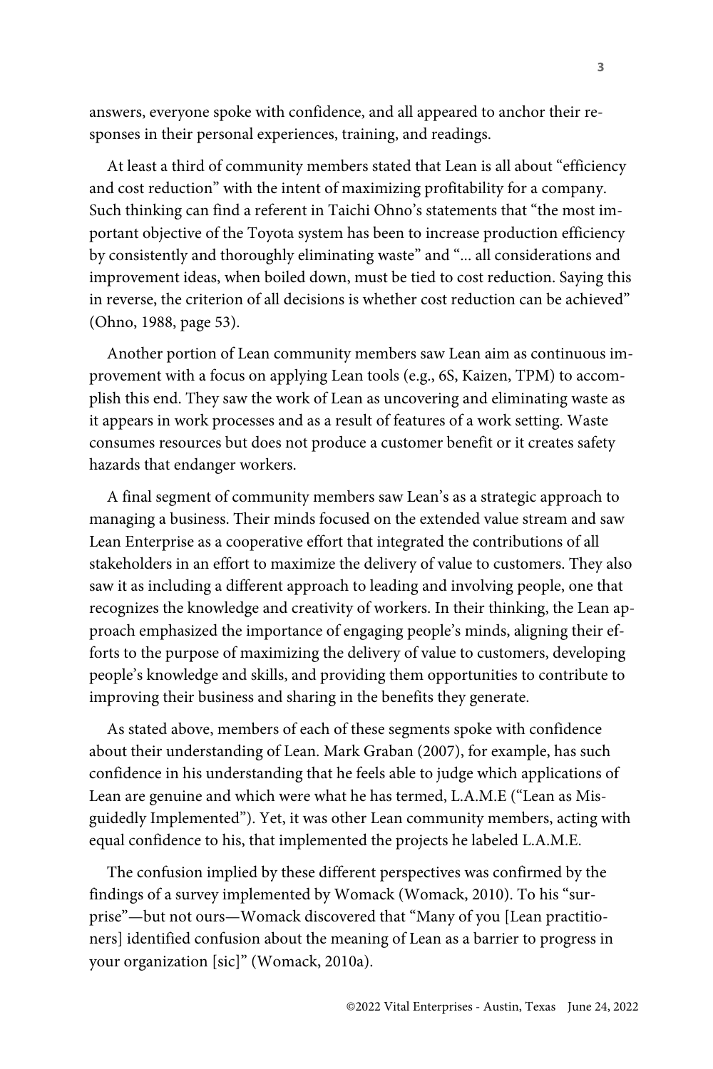answers, everyone spoke with confidence, and all appeared to anchor their responses in their personal experiences, training, and readings.

At least a third of community members stated that Lean is all about "efficiency and cost reduction" with the intent of maximizing profitability for a company. Such thinking can find a referent in Taichi Ohno's statements that "the most important objective of the Toyota system has been to increase production efficiency by consistently and thoroughly eliminating waste" and "... all considerations and improvement ideas, when boiled down, must be tied to cost reduction. Saying this in reverse, the criterion of all decisions is whether cost reduction can be achieved" (Ohno, 1988, page 53).

Another portion of Lean community members saw Lean aim as continuous improvement with a focus on applying Lean tools (e.g., 6S, Kaizen, TPM) to accomplish this end. They saw the work of Lean as uncovering and eliminating waste as it appears in work processes and as a result of features of a work setting. Waste consumes resources but does not produce a customer benefit or it creates safety hazards that endanger workers.

A final segment of community members saw Lean's as a strategic approach to managing a business. Their minds focused on the extended value stream and saw Lean Enterprise as a cooperative effort that integrated the contributions of all stakeholders in an effort to maximize the delivery of value to customers. They also saw it as including a different approach to leading and involving people, one that recognizes the knowledge and creativity of workers. In their thinking, the Lean approach emphasized the importance of engaging people's minds, aligning their efforts to the purpose of maximizing the delivery of value to customers, developing people's knowledge and skills, and providing them opportunities to contribute to improving their business and sharing in the benefits they generate.

As stated above, members of each of these segments spoke with confidence about their understanding of Lean. Mark Graban (2007), for example, has such confidence in his understanding that he feels able to judge which applications of Lean are genuine and which were what he has termed, L.A.M.E ("Lean as Misguidedly Implemented"). Yet, it was other Lean community members, acting with equal confidence to his, that implemented the projects he labeled L.A.M.E.

The confusion implied by these different perspectives was confirmed by the findings of a survey implemented by Womack (Womack, 2010). To his "surprise"—but not ours—Womack discovered that "Many of you [Lean practitioners] identified confusion about the meaning of Lean as a barrier to progress in your organization [sic]" (Womack, 2010a).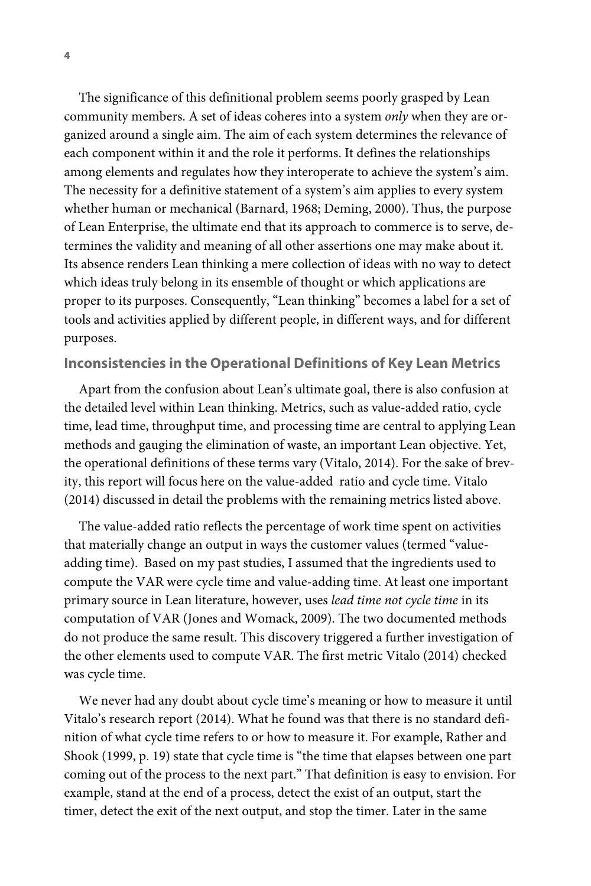The significance of this definitional problem seems poorly grasped by Lean community members. A set of ideas coheres into a system *only* when they are organized around a single aim. The aim of each system determines the relevance of each component within it and the role it performs. It defines the relationships among elements and regulates how they interoperate to achieve the system's aim. The necessity for a definitive statement of a system's aim applies to every system whether human or mechanical (Barnard, 1968; Deming, 2000). Thus, the purpose of Lean Enterprise, the ultimate end that its approach to commerce is to serve, determines the validity and meaning of all other assertions one may make about it. Its absence renders Lean thinking a mere collection of ideas with no way to detect which ideas truly belong in its ensemble of thought or which applications are proper to its purposes. Consequently, "Lean thinking" becomes a label for a set of tools and activities applied by different people, in different ways, and for different purposes.

## Inconsistencies in the Operational Definitions of Key Lean Metrics

Apart from the confusion about Lean's ultimate goal, there is also confusion at the detailed level within Lean thinking. Metrics, such as value-added ratio, cycle time, lead time, throughput time, and processing time are central to applying Lean methods and gauging the elimination of waste, an important Lean objective. Yet, the operational definitions of these terms vary (Vitalo, 2014). For the sake of brevity, this report will focus here on the value-added ratio and cycle time. Vitalo (2014) discussed in detail the problems with the remaining metrics listed above.

The value-added ratio reflects the percentage of work time spent on activities that materially change an output in ways the customer values (termed "value-adding time). Based on my past studies, I assumed that the ingredients used to compute the VAR were cycle time and value-adding time. At least one important primary source in Lean literature, however, uses *lead time not cycle time* in its computation of VAR (Jones and Womack, 2009). The two documented methods do not produce the same result. This discovery triggered a further investigation of the other elements used to compute VAR. The first metric Vitalo (2014) checked was cycle time.

We never had any doubt about cycle time's meaning or how to measure it until Vitalo's research report (2014). What he found was that there is no standard definition of what cycle time refers to or how to measure it. For example, Rather and Shook (1999, p. 19) state that cycle time is "the time that elapses between one part coming out of the process to the next part." That definition is easy to envision. For example, stand at the end of a process, detect the exist of an output, start the timer, detect the exit of the next output, and stop the timer. Later in the same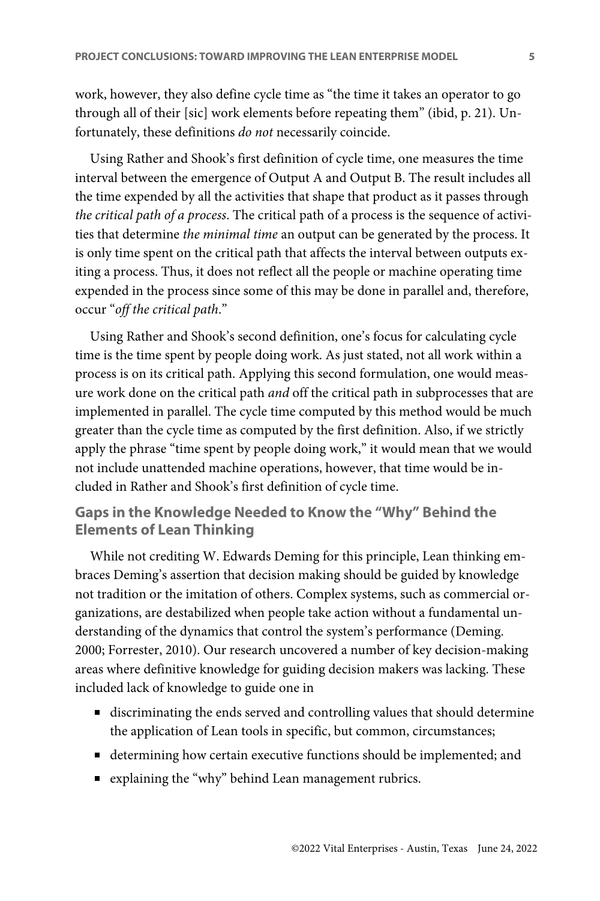work, however, they also define cycle time as "the time it takes an operator to go through all of their [sic] work elements before repeating them" (ibid, p. 21). Unfortunately, these definitions *do not* necessarily coincide.

Using Rather and Shook's first definition of cycle time, one measures the time interval between the emergence of Output A and Output B. The result includes all the time expended by all the activities that shape that product as it passes through *the critical path of a process*. The critical path of a process is the sequence of activities that determine *the minimal time* an output can be generated by the process. It is only time spent on the critical path that affects the interval between outputs exiting a process. Thus, it does not reflect all the people or machine operating time expended in the process since some of this may be done in parallel and, therefore, occur "*off the critical path*."

Using Rather and Shook's second definition, one's focus for calculating cycle time is the time spent by people doing work. As just stated, not all work within a process is on its critical path. Applying this second formulation, one would measure work done on the critical path *and* off the critical path in subprocesses that are implemented in parallel. The cycle time computed by this method would be much greater than the cycle time as computed by the first definition. Also, if we strictly apply the phrase "time spent by people doing work," it would mean that we would not include unattended machine operations, however, that time would be included in Rather and Shook's first definition of cycle time.

## Gaps in the Knowledge Needed to Know the "Why" Behind the Elements of Lean Thinking

While not crediting W. Edwards Deming for this principle, Lean thinking embraces Deming's assertion that decision making should be guided by knowledge not tradition or the imitation of others. Complex systems, such as commercial organizations, are destabilized when people take action without a fundamental understanding of the dynamics that control the system's performance (Deming. 2000; Forrester, 2010). Our research uncovered a number of key decision-making areas where definitive knowledge for guiding decision makers was lacking. These included lack of knowledge to guide one in

- discriminating the ends served and controlling values that should determine the application of Lean tools in specific, but common, circumstances;
- determining how certain executive functions should be implemented; and
- explaining the "why" behind Lean management rubrics.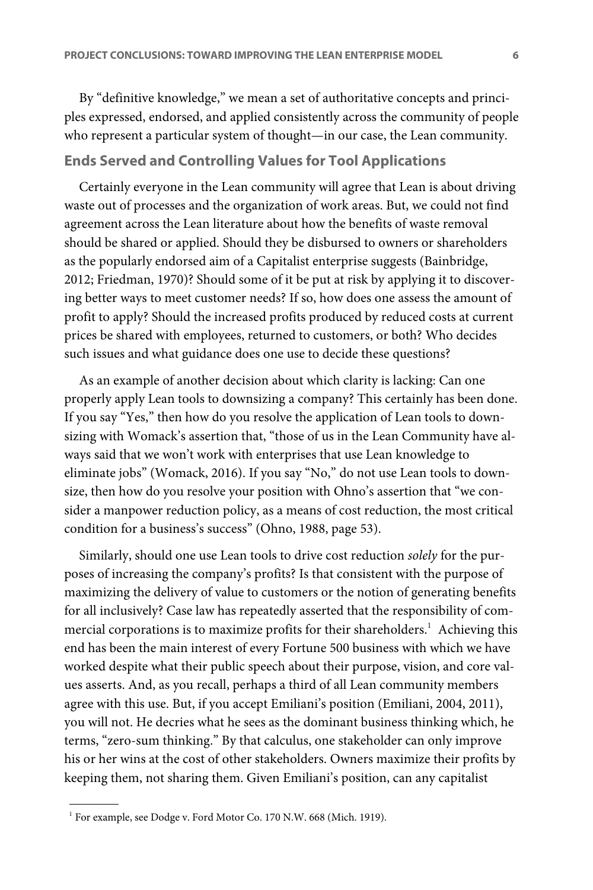By "definitive knowledge," we mean a set of authoritative concepts and principles expressed, endorsed, and applied consistently across the community of people who represent a particular system of thought—in our case, the Lean community.

## Ends Served and Controlling Values for Tool Applications

Certainly everyone in the Lean community will agree that Lean is about driving waste out of processes and the organization of work areas. But, we could not find agreement across the Lean literature about how the benefits of waste removal should be shared or applied. Should they be disbursed to owners or shareholders as the popularly endorsed aim of a Capitalist enterprise suggests (Bainbridge, 2012; Friedman, 1970)? Should some of it be put at risk by applying it to discovering better ways to meet customer needs? If so, how does one assess the amount of profit to apply? Should the increased profits produced by reduced costs at current prices be shared with employees, returned to customers, or both? Who decides such issues and what guidance does one use to decide these questions?

As an example of another decision about which clarity is lacking: Can one properly apply Lean tools to downsizing a company? This certainly has been done. If you say "Yes," then how do you resolve the application of Lean tools to downsizing with Womack's assertion that, "those of us in the Lean Community have always said that we won't work with enterprises that use Lean knowledge to eliminate jobs" (Womack, 2016). If you say "No," do not use Lean tools to downsize, then how do you resolve your position with Ohno's assertion that "we consider a manpower reduction policy, as a means of cost reduction, the most critical condition for a business's success" (Ohno, 1988, page 53).

Similarly, should one use Lean tools to drive cost reduction *solely* for the purposes of increasing the company's profits? Is that consistent with the purpose of maximizing the delivery of value to customers or the notion of generating benefits for all inclusively? Case law has repeatedly asserted that the responsibility of commercial corporations is to maximize profits for their shareholders.[1] Achieving this end has been the main interest of every Fortune 500 business with which we have worked despite what their public speech about their purpose, vision, and core values asserts. And, as you recall, perhaps a third of all Lean community members agree with this use. But, if you accept Emiliani's position (Emiliani, 2004, 2011), you will not. He decries what he sees as the dominant business thinking which, he terms, "zero-sum thinking." By that calculus, one stakeholder can only improve his or her wins at the cost of other stakeholders. Owners maximize their profits by keeping them, not sharing them. Given Emiliani's position, can any capitalist

[1] For example, see Dodge v. Ford Motor Co. 170 N.W. 668 (Mich. 1919).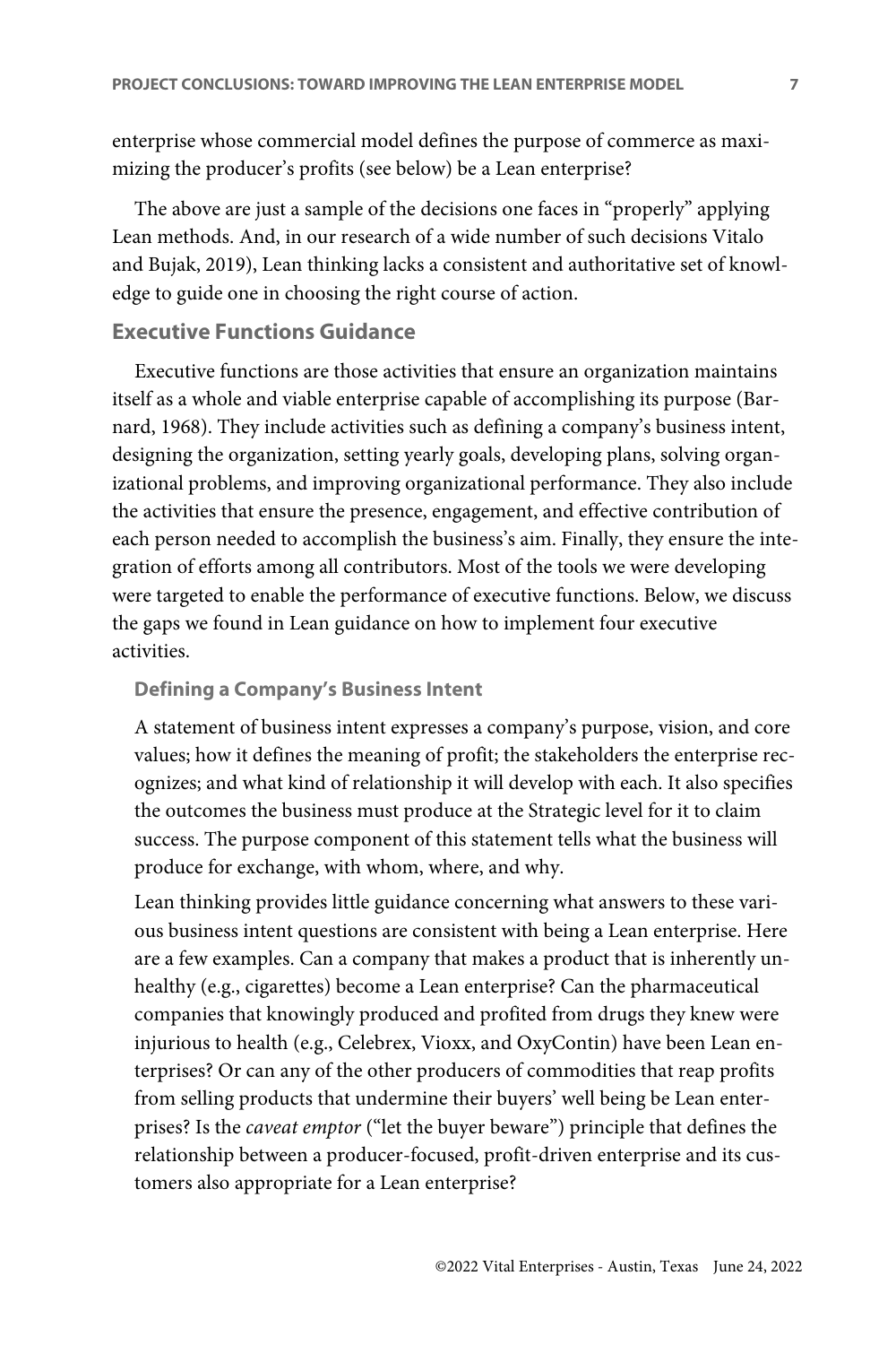enterprise whose commercial model defines the purpose of commerce as maximizing the producer's profits (see below) be a Lean enterprise?

The above are just a sample of the decisions one faces in "properly" applying Lean methods. And, in our research of a wide number of such decisions Vitalo and Bujak, 2019), Lean thinking lacks a consistent and authoritative set of knowledge to guide one in choosing the right course of action.

## Executive Functions Guidance

Executive functions are those activities that ensure an organization maintains itself as a whole and viable enterprise capable of accomplishing its purpose (Barnard, 1968). They include activities such as defining a company's business intent, designing the organization, setting yearly goals, developing plans, solving organizational problems, and improving organizational performance. They also include the activities that ensure the presence, engagement, and effective contribution of each person needed to accomplish the business's aim. Finally, they ensure the integration of efforts among all contributors. Most of the tools we were developing were targeted to enable the performance of executive functions. Below, we discuss the gaps we found in Lean guidance on how to implement four executive activities.

### Defining a Company's Business Intent

A statement of business intent expresses a company's purpose, vision, and core values; how it defines the meaning of profit; the stakeholders the enterprise recognizes; and what kind of relationship it will develop with each. It also specifies the outcomes the business must produce at the Strategic level for it to claim success. The purpose component of this statement tells what the business will produce for exchange, with whom, where, and why.

Lean thinking provides little guidance concerning what answers to these various business intent questions are consistent with being a Lean enterprise. Here are a few examples. Can a company that makes a product that is inherently unhealthy (e.g., cigarettes) become a Lean enterprise? Can the pharmaceutical companies that knowingly produced and profited from drugs they knew were injurious to health (e.g., Celebrex, Vioxx, and OxyContin) have been Lean enterprises? Or can any of the other producers of commodities that reap profits from selling products that undermine their buyers' well being be Lean enterprises? Is the *caveat emptor* ("let the buyer beware") principle that defines the relationship between a producer-focused, profit-driven enterprise and its customers also appropriate for a Lean enterprise?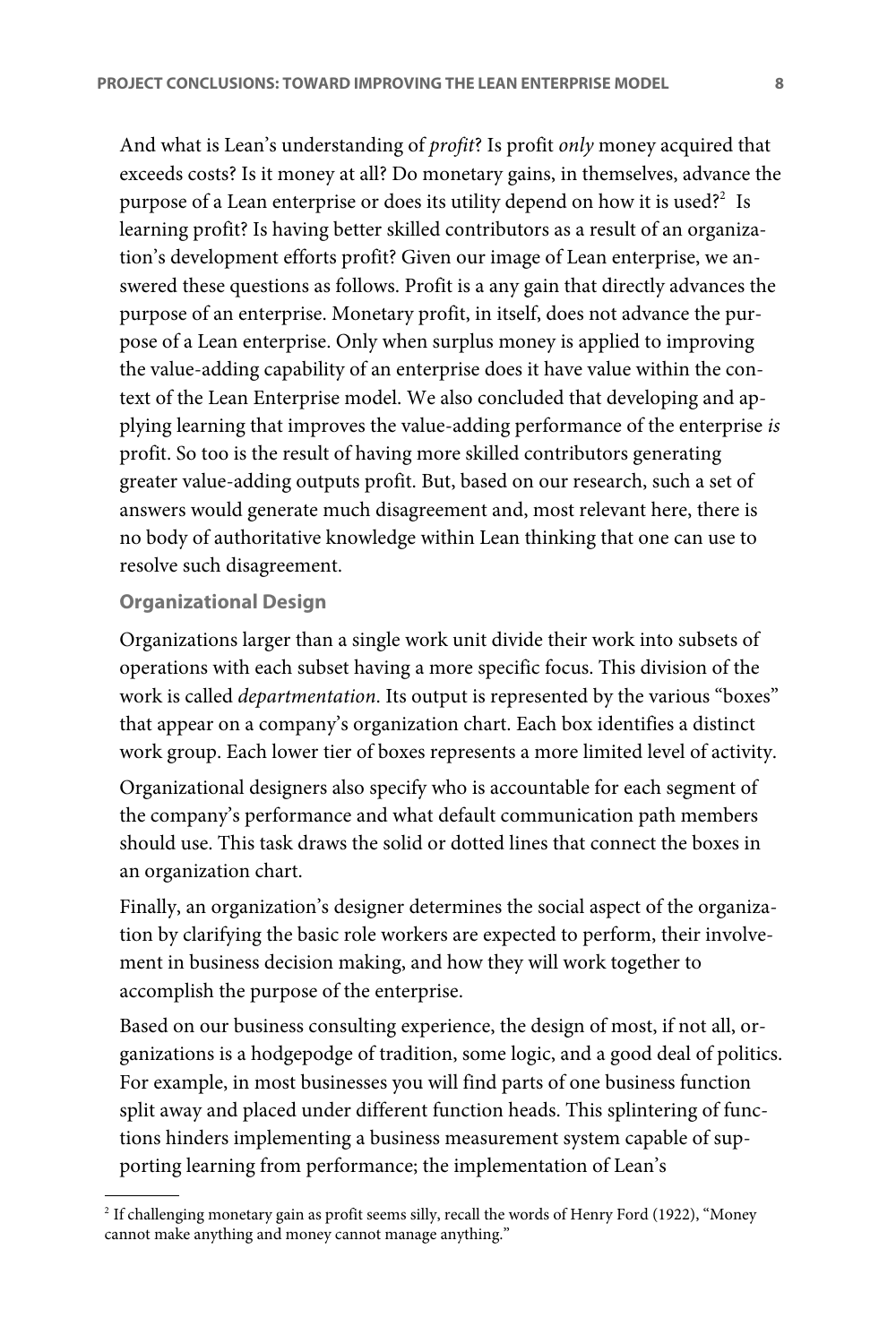And what is Lean's understanding of *profit*? Is profit *only* money acquired that exceeds costs? Is it money at all? Do monetary gains, in themselves, advance the purpose of a Lean enterprise or does its utility depend on how it is used?[2] Is learning profit? Is having better skilled contributors as a result of an organization's development efforts profit? Given our image of Lean enterprise, we answered these questions as follows. Profit is a any gain that directly advances the purpose of an enterprise. Monetary profit, in itself, does not advance the purpose of a Lean enterprise. Only when surplus money is applied to improving the value-adding capability of an enterprise does it have value within the context of the Lean Enterprise model. We also concluded that developing and applying learning that improves the value-adding performance of the enterprise *is* profit. So too is the result of having more skilled contributors generating greater value-adding outputs profit. But, based on our research, such a set of answers would generate much disagreement and, most relevant here, there is no body of authoritative knowledge within Lean thinking that one can use to resolve such disagreement.

### Organizational Design

Organizations larger than a single work unit divide their work into subsets of operations with each subset having a more specific focus. This division of the work is called *departmentation*. Its output is represented by the various "boxes" that appear on a company's organization chart. Each box identifies a distinct work group. Each lower tier of boxes represents a more limited level of activity.

Organizational designers also specify who is accountable for each segment of the company's performance and what default communication path members should use. This task draws the solid or dotted lines that connect the boxes in an organization chart.

Finally, an organization's designer determines the social aspect of the organization by clarifying the basic role workers are expected to perform, their involvement in business decision making, and how they will work together to accomplish the purpose of the enterprise.

Based on our business consulting experience, the design of most, if not all, organizations is a hodgepodge of tradition, some logic, and a good deal of politics. For example, in most businesses you will find parts of one business function split away and placed under different function heads. This splintering of functions hinders implementing a business measurement system capable of supporting learning from performance; the implementation of Lean's

[2] If challenging monetary gain as profit seems silly, recall the words of Henry Ford (1922), "Money cannot make anything and money cannot manage anything."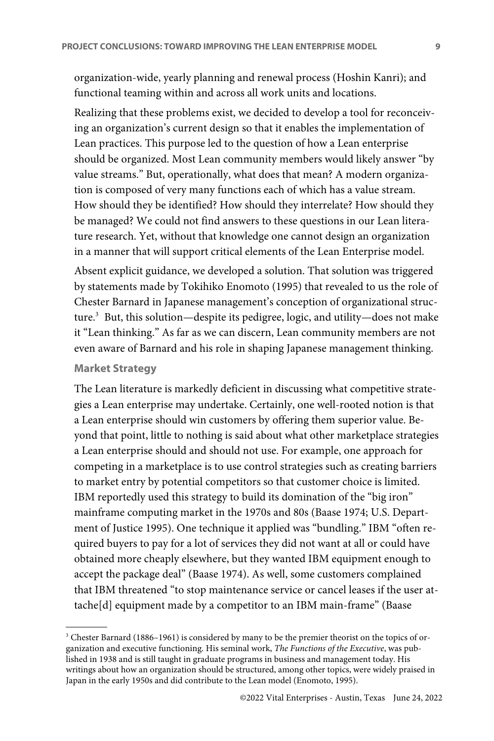organization-wide, yearly planning and renewal process (Hoshin Kanri); and functional teaming within and across all work units and locations.

Realizing that these problems exist, we decided to develop a tool for reconceiving an organization's current design so that it enables the implementation of Lean practices. This purpose led to the question of how a Lean enterprise should be organized. Most Lean community members would likely answer "by value streams." But, operationally, what does that mean? A modern organization is composed of very many functions each of which has a value stream. How should they be identified? How should they interrelate? How should they be managed? We could not find answers to these questions in our Lean literature research. Yet, without that knowledge one cannot design an organization in a manner that will support critical elements of the Lean Enterprise model.

Absent explicit guidance, we developed a solution. That solution was triggered by statements made by Tokihiko Enomoto (1995) that revealed to us the role of Chester Barnard in Japanese management's conception of organizational structure.[3] But, this solution—despite its pedigree, logic, and utility—does not make it "Lean thinking." As far as we can discern, Lean community members are not even aware of Barnard and his role in shaping Japanese management thinking.

### Market Strategy

The Lean literature is markedly deficient in discussing what competitive strategies a Lean enterprise may undertake. Certainly, one well-rooted notion is that a Lean enterprise should win customers by offering them superior value. Beyond that point, little to nothing is said about what other marketplace strategies a Lean enterprise should and should not use. For example, one approach for competing in a marketplace is to use control strategies such as creating barriers to market entry by potential competitors so that customer choice is limited. IBM reportedly used this strategy to build its domination of the "big iron" mainframe computing market in the 1970s and 80s (Baase 1974; U.S. Department of Justice 1995). One technique it applied was "bundling." IBM "often required buyers to pay for a lot of services they did not want at all or could have obtained more cheaply elsewhere, but they wanted IBM equipment enough to accept the package deal" (Baase 1974). As well, some customers complained that IBM threatened "to stop maintenance service or cancel leases if the user attache[d] equipment made by a competitor to an IBM main-frame" (Baase

---

[3] Chester Barnard (1886–1961) is considered by many to be the premier theorist on the topics of organization and executive functioning. His seminal work, *The Functions of the Executive*, was published in 1938 and is still taught in graduate programs in business and management today. His writings about how an organization should be structured, among other topics, were widely praised in Japan in the early 1950s and did contribute to the Lean model (Enomoto, 1995).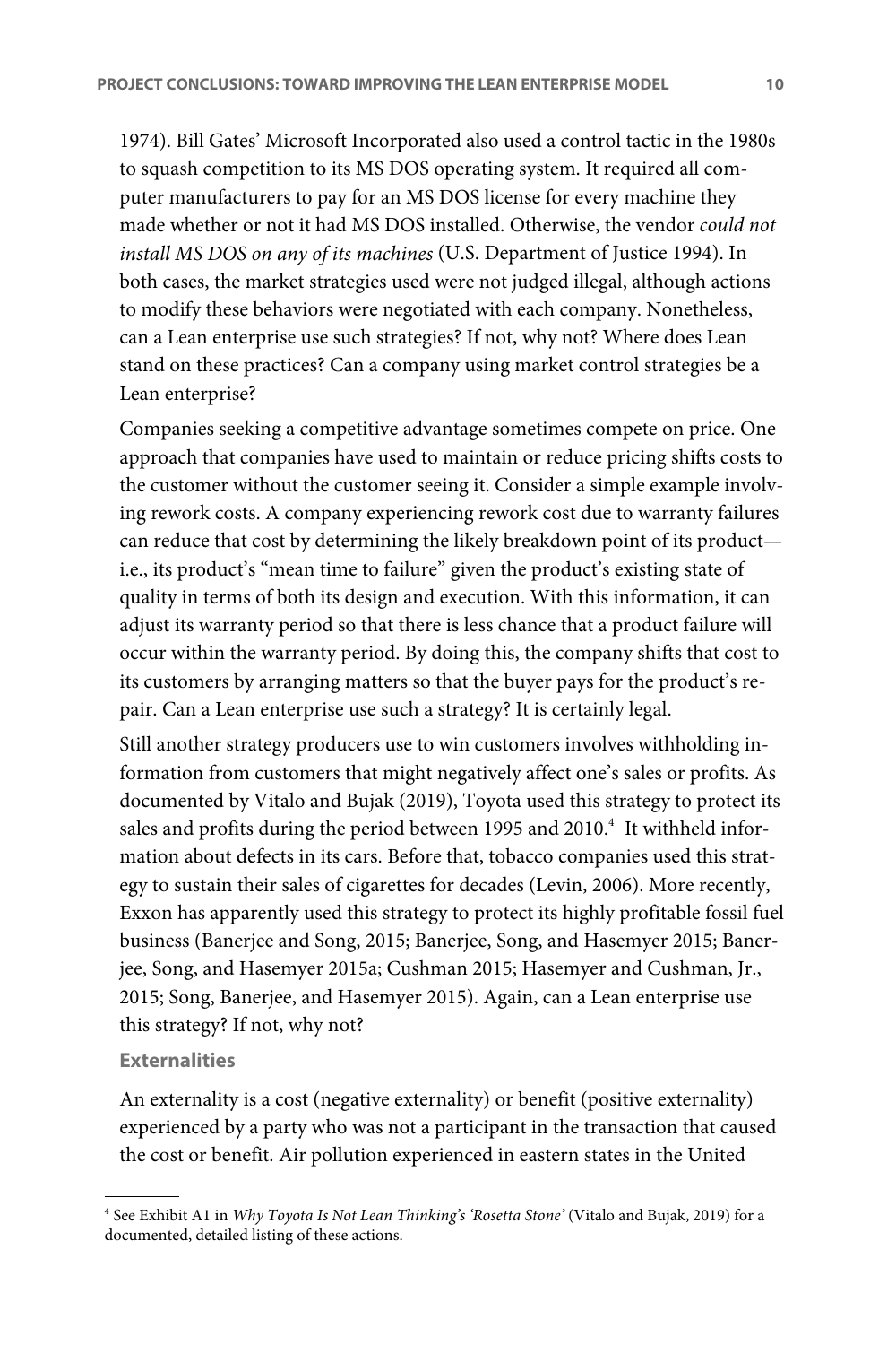1974). Bill Gates' Microsoft Incorporated also used a control tactic in the 1980s to squash competition to its MS DOS operating system. It required all computer manufacturers to pay for an MS DOS license for every machine they made whether or not it had MS DOS installed. Otherwise, the vendor *could not install MS DOS on any of its machines* (U.S. Department of Justice 1994). In both cases, the market strategies used were not judged illegal, although actions to modify these behaviors were negotiated with each company. Nonetheless, can a Lean enterprise use such strategies? If not, why not? Where does Lean stand on these practices? Can a company using market control strategies be a Lean enterprise?

Companies seeking a competitive advantage sometimes compete on price. One approach that companies have used to maintain or reduce pricing shifts costs to the customer without the customer seeing it. Consider a simple example involving rework costs. A company experiencing rework cost due to warranty failures can reduce that cost by determining the likely breakdown point of its product—i.e., its product's "mean time to failure" given the product's existing state of quality in terms of both its design and execution. With this information, it can adjust its warranty period so that there is less chance that a product failure will occur within the warranty period. By doing this, the company shifts that cost to its customers by arranging matters so that the buyer pays for the product's repair. Can a Lean enterprise use such a strategy? It is certainly legal.

Still another strategy producers use to win customers involves withholding information from customers that might negatively affect one's sales or profits. As documented by Vitalo and Bujak (2019), Toyota used this strategy to protect its sales and profits during the period between 1995 and 2010.[4] It withheld information about defects in its cars. Before that, tobacco companies used this strategy to sustain their sales of cigarettes for decades (Levin, 2006). More recently, Exxon has apparently used this strategy to protect its highly profitable fossil fuel business (Banerjee and Song, 2015; Banerjee, Song, and Hasemyer 2015; Banerjee, Song, and Hasemyer 2015a; Cushman 2015; Hasemyer and Cushman, Jr., 2015; Song, Banerjee, and Hasemyer 2015). Again, can a Lean enterprise use this strategy? If not, why not?

### Externalities

An externality is a cost (negative externality) or benefit (positive externality) experienced by a party who was not a participant in the transaction that caused the cost or benefit. Air pollution experienced in eastern states in the United

[4] See Exhibit A1 in *Why Toyota Is Not Lean Thinking's 'Rosetta Stone'* (Vitalo and Bujak, 2019) for a documented, detailed listing of these actions.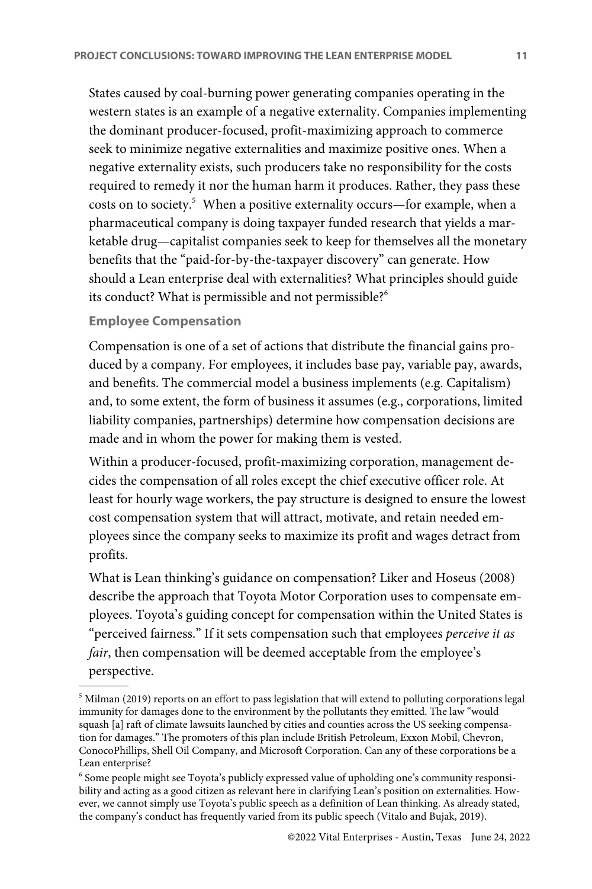States caused by coal-burning power generating companies operating in the western states is an example of a negative externality. Companies implementing the dominant producer-focused, profit-maximizing approach to commerce seek to minimize negative externalities and maximize positive ones. When a negative externality exists, such producers take no responsibility for the costs required to remedy it nor the human harm it produces. Rather, they pass these costs on to society.[5] When a positive externality occurs—for example, when a pharmaceutical company is doing taxpayer funded research that yields a marketable drug—capitalist companies seek to keep for themselves all the monetary benefits that the "paid-for-by-the-taxpayer discovery" can generate. How should a Lean enterprise deal with externalities? What principles should guide its conduct? What is permissible and not permissible?[6]

### Employee Compensation

Compensation is one of a set of actions that distribute the financial gains produced by a company. For employees, it includes base pay, variable pay, awards, and benefits. The commercial model a business implements (e.g. Capitalism) and, to some extent, the form of business it assumes (e.g., corporations, limited liability companies, partnerships) determine how compensation decisions are made and in whom the power for making them is vested.

Within a producer-focused, profit-maximizing corporation, management decides the compensation of all roles except the chief executive officer role. At least for hourly wage workers, the pay structure is designed to ensure the lowest cost compensation system that will attract, motivate, and retain needed employees since the company seeks to maximize its profit and wages detract from profits.

What is Lean thinking's guidance on compensation? Liker and Hoseus (2008) describe the approach that Toyota Motor Corporation uses to compensate employees. Toyota's guiding concept for compensation within the United States is "perceived fairness." If it sets compensation such that employees *perceive it as fair*, then compensation will be deemed acceptable from the employee's perspective.

---

[5] Milman (2019) reports on an effort to pass legislation that will extend to polluting corporations legal immunity for damages done to the environment by the pollutants they emitted. The law "would squash [a] raft of climate lawsuits launched by cities and counties across the US seeking compensation for damages." The promoters of this plan include British Petroleum, Exxon Mobil, Chevron, ConocoPhillips, Shell Oil Company, and Microsoft Corporation. Can any of these corporations be a Lean enterprise?

[6] Some people might see Toyota's publicly expressed value of upholding one's community responsibility and acting as a good citizen as relevant here in clarifying Lean's position on externalities. However, we cannot simply use Toyota's public speech as a definition of Lean thinking. As already stated, the company's conduct has frequently varied from its public speech (Vitalo and Bujak, 2019).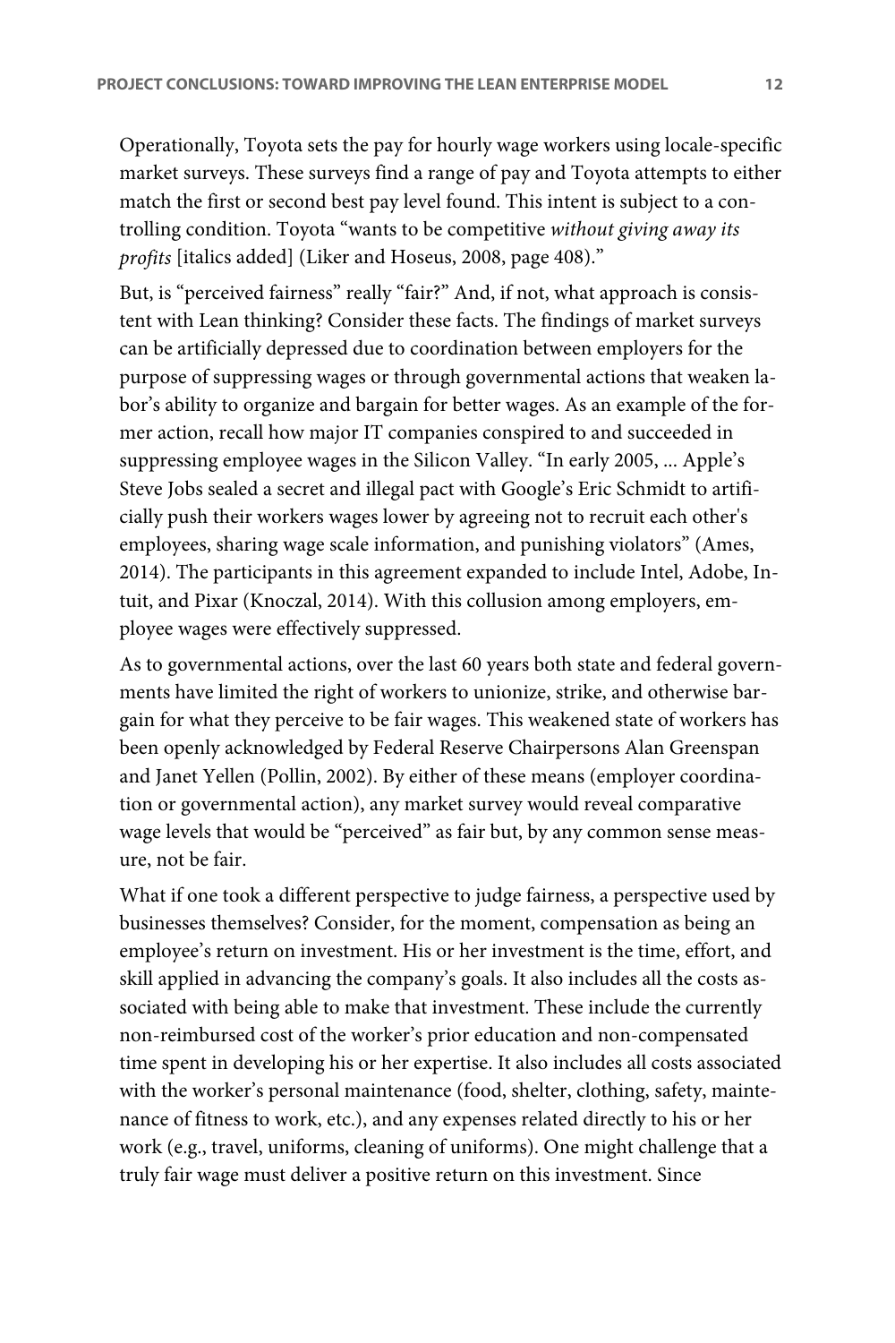Operationally, Toyota sets the pay for hourly wage workers using locale-specific market surveys. These surveys find a range of pay and Toyota attempts to either match the first or second best pay level found. This intent is subject to a controlling condition. Toyota "wants to be competitive *without giving away its profits* [italics added] (Liker and Hoseus, 2008, page 408)."

But, is "perceived fairness" really "fair?" And, if not, what approach is consistent with Lean thinking? Consider these facts. The findings of market surveys can be artificially depressed due to coordination between employers for the purpose of suppressing wages or through governmental actions that weaken labor's ability to organize and bargain for better wages. As an example of the former action, recall how major IT companies conspired to and succeeded in suppressing employee wages in the Silicon Valley. "In early 2005, ... Apple's Steve Jobs sealed a secret and illegal pact with Google's Eric Schmidt to artificially push their workers wages lower by agreeing not to recruit each other's employees, sharing wage scale information, and punishing violators" (Ames, 2014). The participants in this agreement expanded to include Intel, Adobe, Intuit, and Pixar (Knoczal, 2014). With this collusion among employers, employee wages were effectively suppressed.

As to governmental actions, over the last 60 years both state and federal governments have limited the right of workers to unionize, strike, and otherwise bargain for what they perceive to be fair wages. This weakened state of workers has been openly acknowledged by Federal Reserve Chairpersons Alan Greenspan and Janet Yellen (Pollin, 2002). By either of these means (employer coordination or governmental action), any market survey would reveal comparative wage levels that would be "perceived" as fair but, by any common sense measure, not be fair.

What if one took a different perspective to judge fairness, a perspective used by businesses themselves? Consider, for the moment, compensation as being an employee's return on investment. His or her investment is the time, effort, and skill applied in advancing the company's goals. It also includes all the costs associated with being able to make that investment. These include the currently non-reimbursed cost of the worker's prior education and non-compensated time spent in developing his or her expertise. It also includes all costs associated with the worker's personal maintenance (food, shelter, clothing, safety, maintenance of fitness to work, etc.), and any expenses related directly to his or her work (e.g., travel, uniforms, cleaning of uniforms). One might challenge that a truly fair wage must deliver a positive return on this investment. Since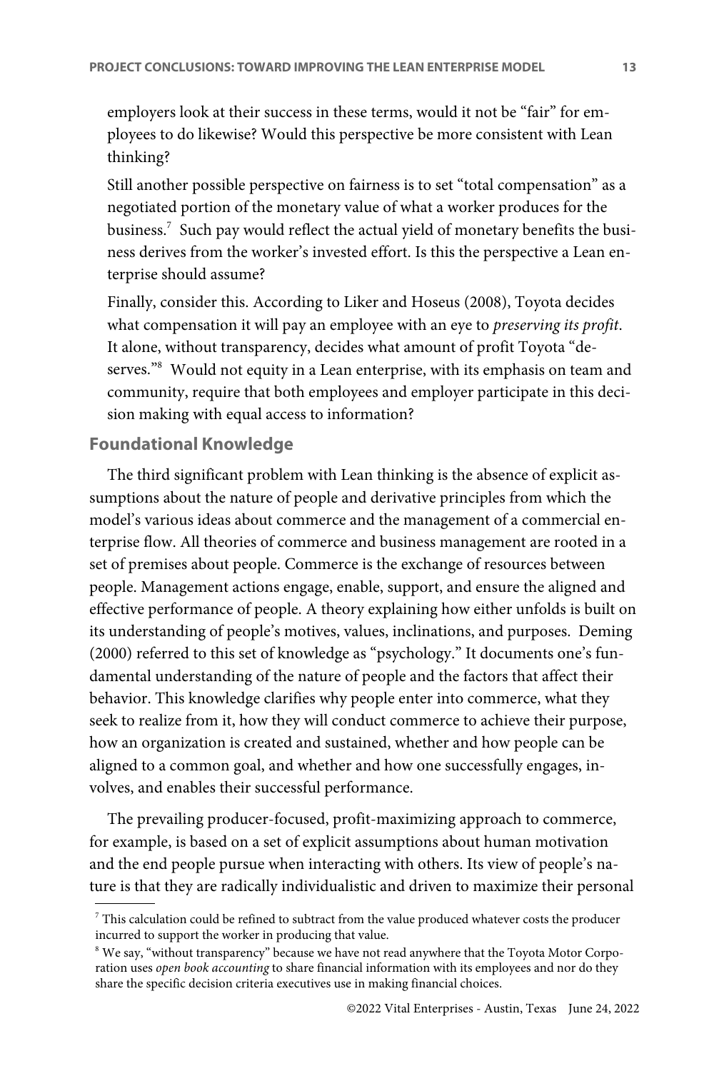employers look at their success in these terms, would it not be "fair" for employees to do likewise? Would this perspective be more consistent with Lean thinking?

Still another possible perspective on fairness is to set "total compensation" as a negotiated portion of the monetary value of what a worker produces for the business.[7] Such pay would reflect the actual yield of monetary benefits the business derives from the worker's invested effort. Is this the perspective a Lean enterprise should assume?

Finally, consider this. According to Liker and Hoseus (2008), Toyota decides what compensation it will pay an employee with an eye to *preserving its profit*. It alone, without transparency, decides what amount of profit Toyota "deserves."[8] Would not equity in a Lean enterprise, with its emphasis on team and community, require that both employees and employer participate in this decision making with equal access to information?

## Foundational Knowledge

The third significant problem with Lean thinking is the absence of explicit assumptions about the nature of people and derivative principles from which the model's various ideas about commerce and the management of a commercial enterprise flow. All theories of commerce and business management are rooted in a set of premises about people. Commerce is the exchange of resources between people. Management actions engage, enable, support, and ensure the aligned and effective performance of people. A theory explaining how either unfolds is built on its understanding of people's motives, values, inclinations, and purposes. Deming (2000) referred to this set of knowledge as "psychology." It documents one's fundamental understanding of the nature of people and the factors that affect their behavior. This knowledge clarifies why people enter into commerce, what they seek to realize from it, how they will conduct commerce to achieve their purpose, how an organization is created and sustained, whether and how people can be aligned to a common goal, and whether and how one successfully engages, involves, and enables their successful performance.

The prevailing producer-focused, profit-maximizing approach to commerce, for example, is based on a set of explicit assumptions about human motivation and the end people pursue when interacting with others. Its view of people's nature is that they are radically individualistic and driven to maximize their personal

---

[7] This calculation could be refined to subtract from the value produced whatever costs the producer incurred to support the worker in producing that value.

[8] We say, "without transparency" because we have not read anywhere that the Toyota Motor Corporation uses *open book accounting* to share financial information with its employees and nor do they share the specific decision criteria executives use in making financial choices.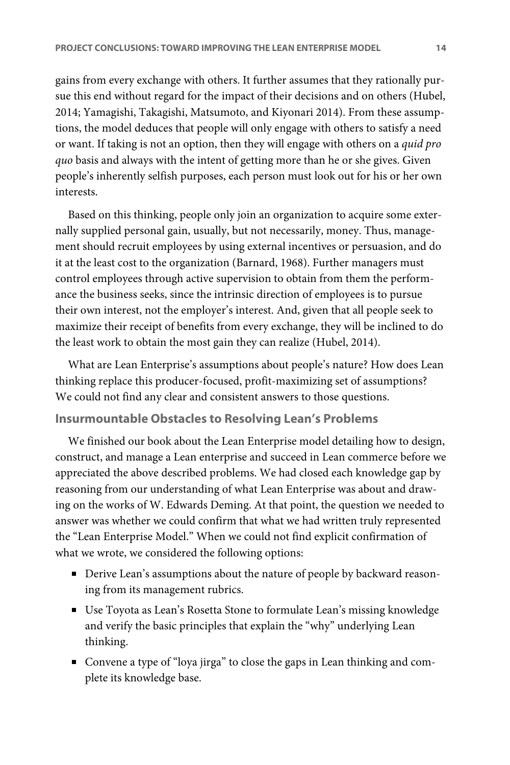gains from every exchange with others. It further assumes that they rationally pursue this end without regard for the impact of their decisions and on others (Hubel, 2014; Yamagishi, Takagishi, Matsumoto, and Kiyonari 2014). From these assumptions, the model deduces that people will only engage with others to satisfy a need or want. If taking is not an option, then they will engage with others on a *quid pro quo* basis and always with the intent of getting more than he or she gives. Given people's inherently selfish purposes, each person must look out for his or her own interests.

Based on this thinking, people only join an organization to acquire some externally supplied personal gain, usually, but not necessarily, money. Thus, management should recruit employees by using external incentives or persuasion, and do it at the least cost to the organization (Barnard, 1968). Further managers must control employees through active supervision to obtain from them the performance the business seeks, since the intrinsic direction of employees is to pursue their own interest, not the employer's interest. And, given that all people seek to maximize their receipt of benefits from every exchange, they will be inclined to do the least work to obtain the most gain they can realize (Hubel, 2014).

What are Lean Enterprise's assumptions about people's nature? How does Lean thinking replace this producer-focused, profit-maximizing set of assumptions? We could not find any clear and consistent answers to those questions.

## Insurmountable Obstacles to Resolving Lean's Problems

We finished our book about the Lean Enterprise model detailing how to design, construct, and manage a Lean enterprise and succeed in Lean commerce before we appreciated the above described problems. We had closed each knowledge gap by reasoning from our understanding of what Lean Enterprise was about and drawing on the works of W. Edwards Deming. At that point, the question we needed to answer was whether we could confirm that what we had written truly represented the "Lean Enterprise Model." When we could not find explicit confirmation of what we wrote, we considered the following options:

- Derive Lean's assumptions about the nature of people by backward reasoning from its management rubrics.
- Use Toyota as Lean's Rosetta Stone to formulate Lean's missing knowledge and verify the basic principles that explain the "why" underlying Lean thinking.
- Convene a type of "loya jirga" to close the gaps in Lean thinking and complete its knowledge base.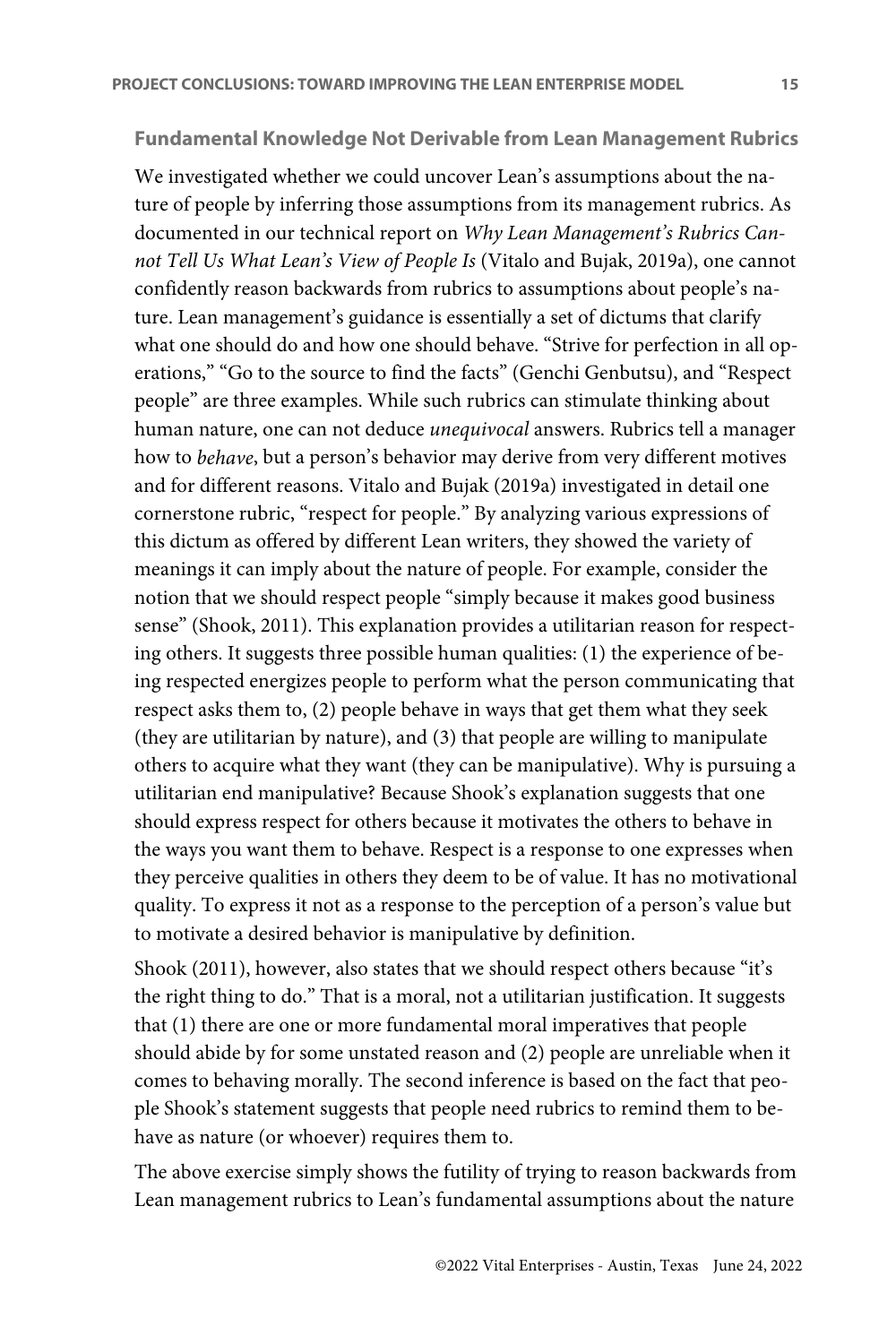### Fundamental Knowledge Not Derivable from Lean Management Rubrics

We investigated whether we could uncover Lean's assumptions about the nature of people by inferring those assumptions from its management rubrics. As documented in our technical report on *Why Lean Management's Rubrics Cannot Tell Us What Lean's View of People Is* (Vitalo and Bujak, 2019a), one cannot confidently reason backwards from rubrics to assumptions about people's nature. Lean management's guidance is essentially a set of dictums that clarify what one should do and how one should behave. "Strive for perfection in all operations," "Go to the source to find the facts" (Genchi Genbutsu), and "Respect people" are three examples. While such rubrics can stimulate thinking about human nature, one can not deduce *unequivocal* answers. Rubrics tell a manager how to *behave*, but a person's behavior may derive from very different motives and for different reasons. Vitalo and Bujak (2019a) investigated in detail one cornerstone rubric, "respect for people." By analyzing various expressions of this dictum as offered by different Lean writers, they showed the variety of meanings it can imply about the nature of people. For example, consider the notion that we should respect people "simply because it makes good business sense" (Shook, 2011). This explanation provides a utilitarian reason for respecting others. It suggests three possible human qualities: (1) the experience of being respected energizes people to perform what the person communicating that respect asks them to, (2) people behave in ways that get them what they seek (they are utilitarian by nature), and (3) that people are willing to manipulate others to acquire what they want (they can be manipulative). Why is pursuing a utilitarian end manipulative? Because Shook's explanation suggests that one should express respect for others because it motivates the others to behave in the ways you want them to behave. Respect is a response to one expresses when they perceive qualities in others they deem to be of value. It has no motivational quality. To express it not as a response to the perception of a person's value but to motivate a desired behavior is manipulative by definition.

Shook (2011), however, also states that we should respect others because "it's the right thing to do." That is a moral, not a utilitarian justification. It suggests that (1) there are one or more fundamental moral imperatives that people should abide by for some unstated reason and (2) people are unreliable when it comes to behaving morally. The second inference is based on the fact that people Shook's statement suggests that people need rubrics to remind them to behave as nature (or whoever) requires them to.

The above exercise simply shows the futility of trying to reason backwards from Lean management rubrics to Lean's fundamental assumptions about the nature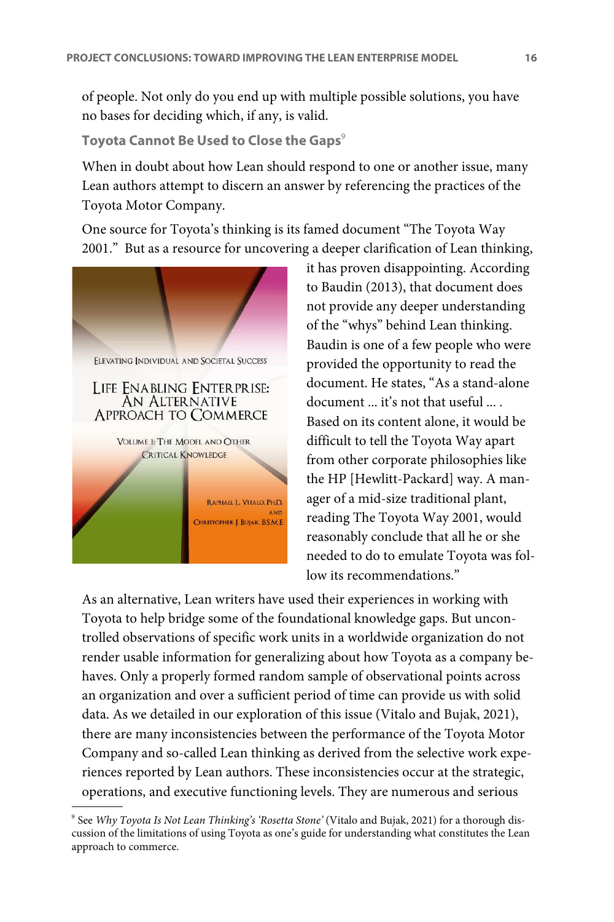of people. Not only do you end up with multiple possible solutions, you have no bases for deciding which, if any, is valid.

### Toyota Cannot Be Used to Close the Gaps[9]

When in doubt about how Lean should respond to one or another issue, many Lean authors attempt to discern an answer by referencing the practices of the Toyota Motor Company.

One source for Toyota's thinking is its famed document "The Toyota Way 2001." But as a resource for uncovering a deeper clarification of Lean thinking, it has proven disappointing. According to Baudin (2013), that document does not provide any deeper understanding of the "whys" behind Lean thinking. Baudin is one of a few people who were provided the opportunity to read the document. He states, "As a stand-alone document ... it's not that useful ... . Based on its content alone, it would be difficult to tell the Toyota Way apart from other corporate philosophies like the HP [Hewlitt-Packard] way. A manager of a mid-size traditional plant, reading The Toyota Way 2001, would reasonably conclude that all he or she needed to do to emulate Toyota was follow its recommendations."

ELEVATING INDIVIDUAL AND SOCIETAL SUCCESS

LIFE ENABLING ENTERPRISE: AN ALTERNATIVE APPROACH TO COMMERCE

VOLUME 1: THE MODEL AND OTHER CRITICAL KNOWLEDGE

RAPHAEL L. VITALO, PH.D. AND CHRISTOPHER J. BUJAK, BS.M.E.

As an alternative, Lean writers have used their experiences in working with Toyota to help bridge some of the foundational knowledge gaps. But uncontrolled observations of specific work units in a worldwide organization do not render usable information for generalizing about how Toyota as a company behaves. Only a properly formed random sample of observational points across an organization and over a sufficient period of time can provide us with solid data. As we detailed in our exploration of this issue (Vitalo and Bujak, 2021), there are many inconsistencies between the performance of the Toyota Motor Company and so-called Lean thinking as derived from the selective work experiences reported by Lean authors. These inconsistencies occur at the strategic, operations, and executive functioning levels. They are numerous and serious

[9] See *Why Toyota Is Not Lean Thinking's 'Rosetta Stone'* (Vitalo and Bujak, 2021) for a thorough discussion of the limitations of using Toyota as one's guide for understanding what constitutes the Lean approach to commerce.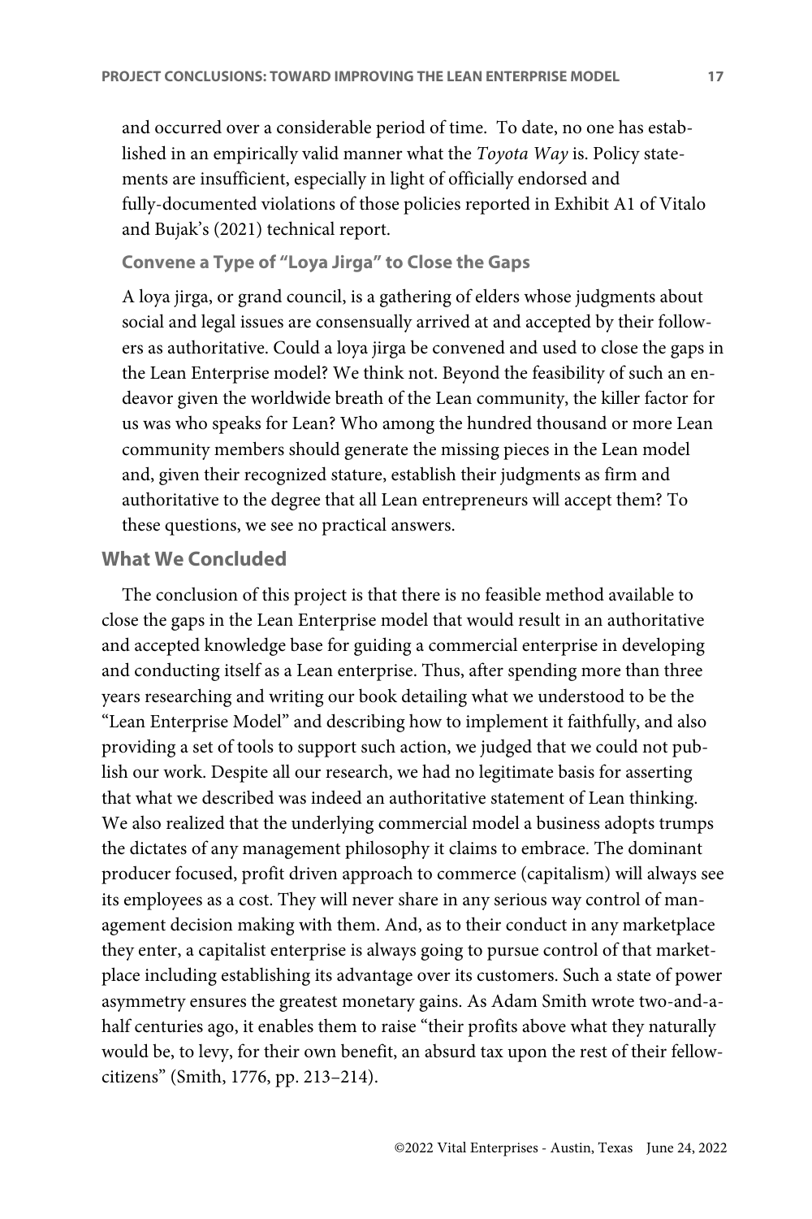and occurred over a considerable period of time. To date, no one has established in an empirically valid manner what the *Toyota Way* is. Policy statements are insufficient, especially in light of officially endorsed and fully-documented violations of those policies reported in Exhibit A1 of Vitalo and Bujak's (2021) technical report.

### Convene a Type of "Loya Jirga" to Close the Gaps

A loya jirga, or grand council, is a gathering of elders whose judgments about social and legal issues are consensually arrived at and accepted by their followers as authoritative. Could a loya jirga be convened and used to close the gaps in the Lean Enterprise model? We think not. Beyond the feasibility of such an endeavor given the worldwide breath of the Lean community, the killer factor for us was who speaks for Lean? Who among the hundred thousand or more Lean community members should generate the missing pieces in the Lean model and, given their recognized stature, establish their judgments as firm and authoritative to the degree that all Lean entrepreneurs will accept them? To these questions, we see no practical answers.

## What We Concluded

The conclusion of this project is that there is no feasible method available to close the gaps in the Lean Enterprise model that would result in an authoritative and accepted knowledge base for guiding a commercial enterprise in developing and conducting itself as a Lean enterprise. Thus, after spending more than three years researching and writing our book detailing what we understood to be the "Lean Enterprise Model" and describing how to implement it faithfully, and also providing a set of tools to support such action, we judged that we could not publish our work. Despite all our research, we had no legitimate basis for asserting that what we described was indeed an authoritative statement of Lean thinking. We also realized that the underlying commercial model a business adopts trumps the dictates of any management philosophy it claims to embrace. The dominant producer focused, profit driven approach to commerce (capitalism) will always see its employees as a cost. They will never share in any serious way control of management decision making with them. And, as to their conduct in any marketplace they enter, a capitalist enterprise is always going to pursue control of that marketplace including establishing its advantage over its customers. Such a state of power asymmetry ensures the greatest monetary gains. As Adam Smith wrote two-and-a-half centuries ago, it enables them to raise "their profits above what they naturally would be, to levy, for their own benefit, an absurd tax upon the rest of their fellow-citizens" (Smith, 1776, pp. 213–214).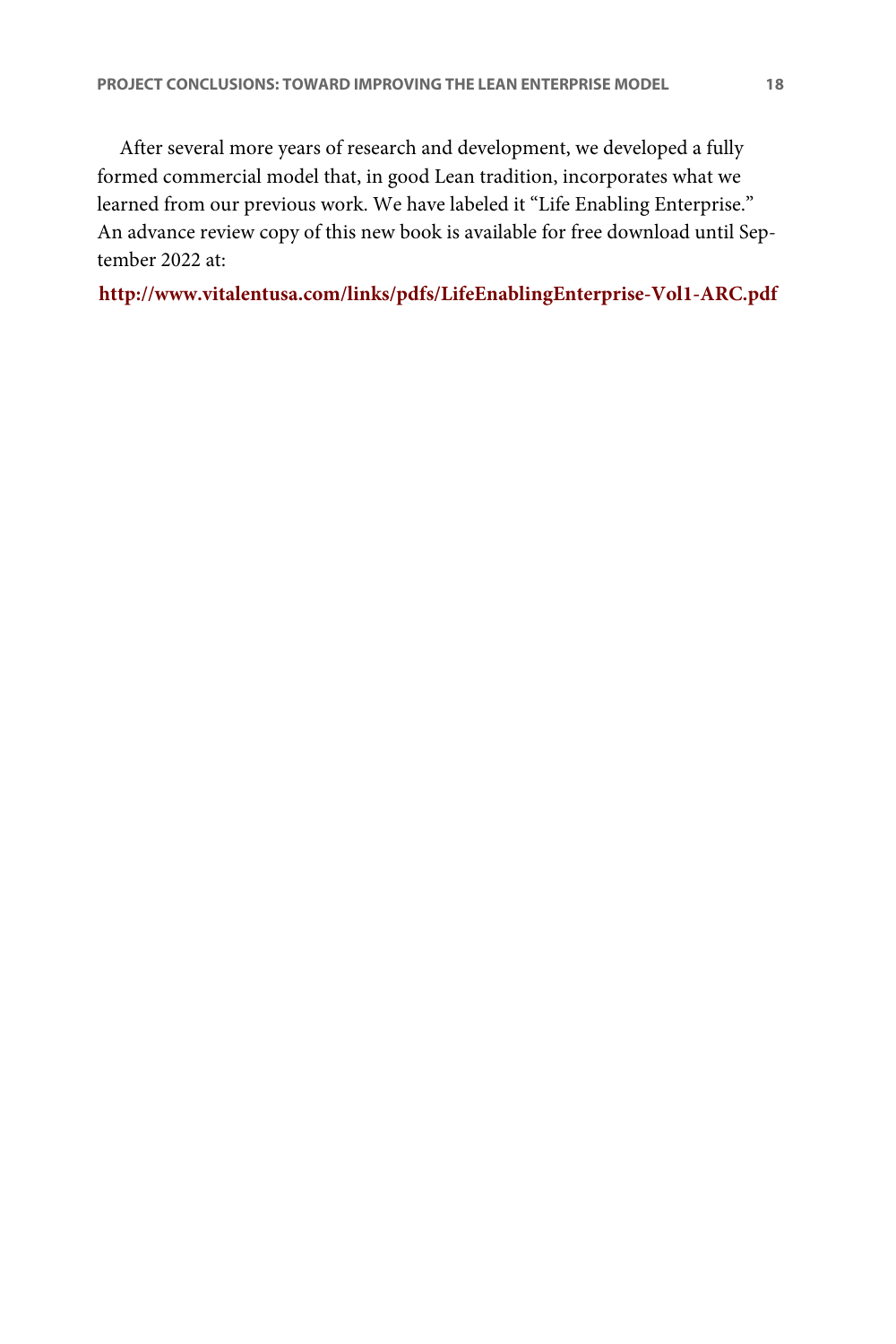After several more years of research and development, we developed a fully formed commercial model that, in good Lean tradition, incorporates what we learned from our previous work. We have labeled it "Life Enabling Enterprise." An advance review copy of this new book is available for free download until September 2022 at:

**http://www.vitalentusa.com/links/pdfs/LifeEnablingEnterprise-Vol1-ARC.pdf**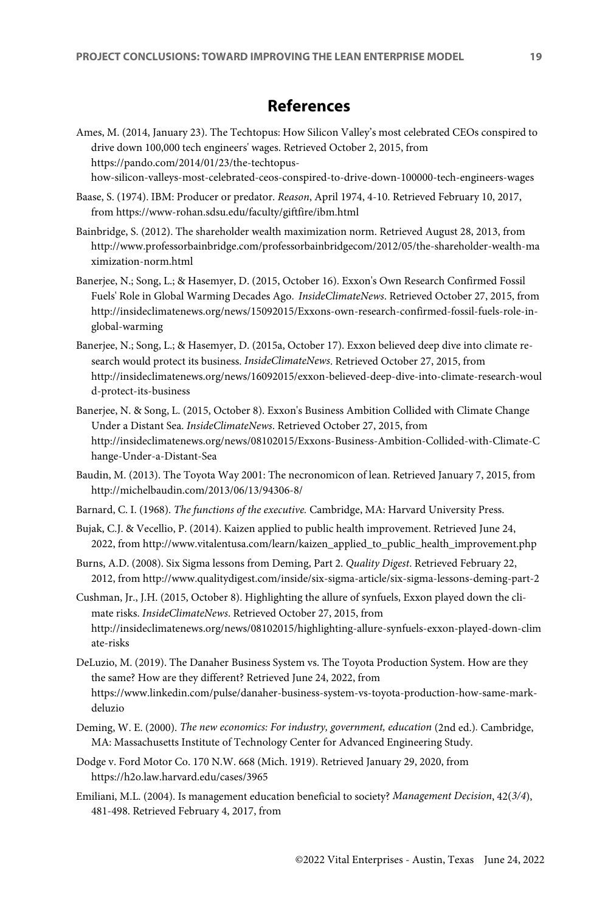# References

Ames, M. (2014, January 23). The Techtopus: How Silicon Valley's most celebrated CEOs conspired to drive down 100,000 tech engineers' wages. Retrieved October 2, 2015, from https://pando.com/2014/01/23/the-techtopus-how-silicon-valleys-most-celebrated-ceos-conspired-to-drive-down-100000-tech-engineers-wages

Baase, S. (1974). IBM: Producer or predator. *Reason*, April 1974, 4-10. Retrieved February 10, 2017, from https://www-rohan.sdsu.edu/faculty/giftfire/ibm.html

Bainbridge, S. (2012). The shareholder wealth maximization norm. Retrieved August 28, 2013, from http://www.professorbainbridge.com/professorbainbridgecom/2012/05/the-shareholder-wealth-maximization-norm.html

Banerjee, N.; Song, L.; & Hasemyer, D. (2015, October 16). Exxon's Own Research Confirmed Fossil Fuels' Role in Global Warming Decades Ago. *InsideClimateNews*. Retrieved October 27, 2015, from http://insideclimatenews.org/news/15092015/Exxons-own-research-confirmed-fossil-fuels-role-in-global-warming

Banerjee, N.; Song, L.; & Hasemyer, D. (2015a, October 17). Exxon believed deep dive into climate research would protect its business. *InsideClimateNews*. Retrieved October 27, 2015, from http://insideclimatenews.org/news/16092015/exxon-believed-deep-dive-into-climate-research-would-protect-its-business

Banerjee, N. & Song, L. (2015, October 8). Exxon's Business Ambition Collided with Climate Change Under a Distant Sea. *InsideClimateNews*. Retrieved October 27, 2015, from http://insideclimatenews.org/news/08102015/Exxons-Business-Ambition-Collided-with-Climate-Change-Under-a-Distant-Sea

Baudin, M. (2013). The Toyota Way 2001: The necronomicon of lean. Retrieved January 7, 2015, from http://michelbaudin.com/2013/06/13/94306-8/

Barnard, C. I. (1968). *The functions of the executive.* Cambridge, MA: Harvard University Press.

Bujak, C.J. & Vecellio, P. (2014). Kaizen applied to public health improvement. Retrieved June 24, 2022, from http://www.vitalentusa.com/learn/kaizen_applied_to_public_health_improvement.php

Burns, A.D. (2008). Six Sigma lessons from Deming, Part 2. *Quality Digest*. Retrieved February 22, 2012, from http://www.qualitydigest.com/inside/six-sigma-article/six-sigma-lessons-deming-part-2

Cushman, Jr., J.H. (2015, October 8). Highlighting the allure of synfuels, Exxon played down the climate risks. *InsideClimateNews*. Retrieved October 27, 2015, from http://insideclimatenews.org/news/08102015/highlighting-allure-synfuels-exxon-played-down-climate-risks

DeLuzio, M. (2019). The Danaher Business System vs. The Toyota Production System. How are they the same? How are they different? Retrieved June 24, 2022, from https://www.linkedin.com/pulse/danaher-business-system-vs-toyota-production-how-same-mark-deluzio

Deming, W. E. (2000). *The new economics: For industry, government, education* (2nd ed.). Cambridge, MA: Massachusetts Institute of Technology Center for Advanced Engineering Study.

Dodge v. Ford Motor Co. 170 N.W. 668 (Mich. 1919). Retrieved January 29, 2020, from https://h2o.law.harvard.edu/cases/3965

Emiliani, M.L. (2004). Is management education beneficial to society? *Management Decision*, 42(*3/4*), 481-498. Retrieved February 4, 2017, from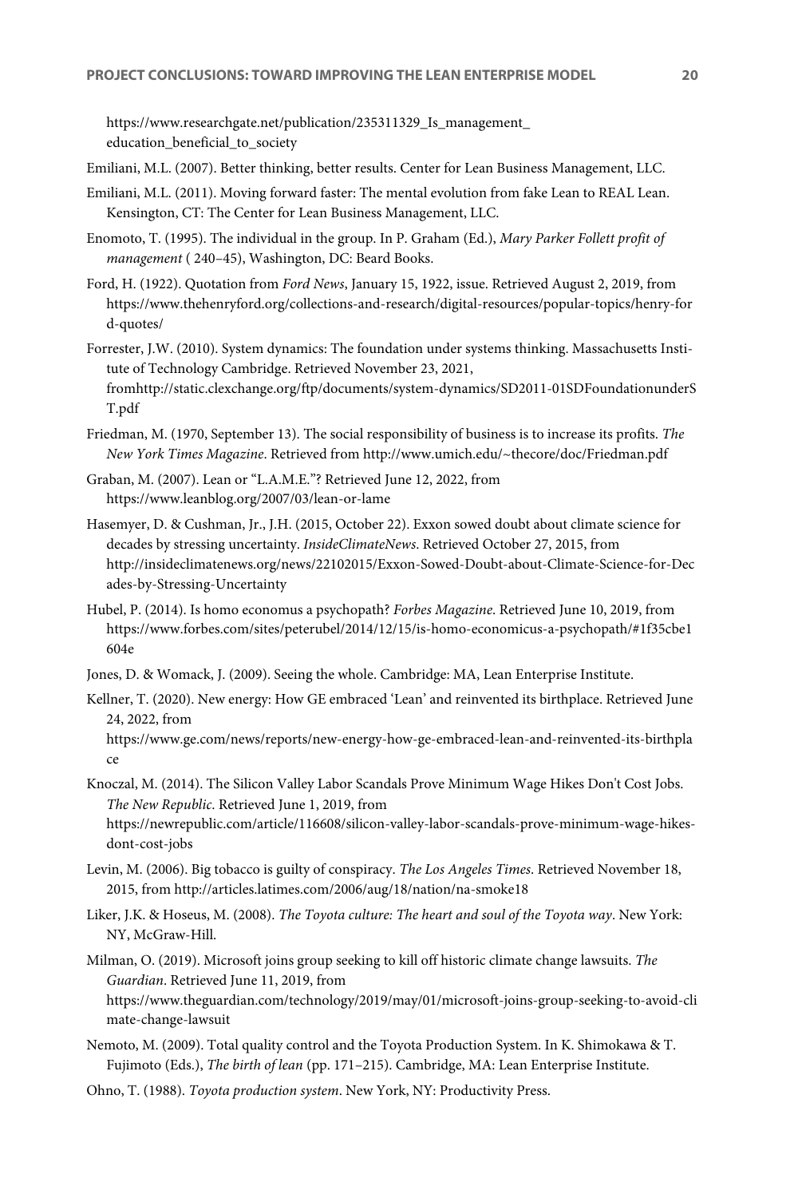https://www.researchgate.net/publication/235311329_Is_management_education_beneficial_to_society

Emiliani, M.L. (2007). Better thinking, better results. Center for Lean Business Management, LLC.

Emiliani, M.L. (2011). Moving forward faster: The mental evolution from fake Lean to REAL Lean. Kensington, CT: The Center for Lean Business Management, LLC.

Enomoto, T. (1995). The individual in the group. In P. Graham (Ed.), *Mary Parker Follett profit of management* ( 240–45), Washington, DC: Beard Books.

Ford, H. (1922). Quotation from *Ford News*, January 15, 1922, issue. Retrieved August 2, 2019, from https://www.thehenryford.org/collections-and-research/digital-resources/popular-topics/henry-ford-quotes/

Forrester, J.W. (2010). System dynamics: The foundation under systems thinking. Massachusetts Institute of Technology Cambridge. Retrieved November 23, 2021, fromhttp://static.clexchange.org/ftp/documents/system-dynamics/SD2011-01SDFoundationunderST.pdf

Friedman, M. (1970, September 13). The social responsibility of business is to increase its profits. *The New York Times Magazine*. Retrieved from http://www.umich.edu/~thecore/doc/Friedman.pdf

Graban, M. (2007). Lean or "L.A.M.E."? Retrieved June 12, 2022, from https://www.leanblog.org/2007/03/lean-or-lame

Hasemyer, D. & Cushman, Jr., J.H. (2015, October 22). Exxon sowed doubt about climate science for decades by stressing uncertainty. *InsideClimateNews*. Retrieved October 27, 2015, from http://insideclimatenews.org/news/22102015/Exxon-Sowed-Doubt-about-Climate-Science-for-Decades-by-Stressing-Uncertainty

Hubel, P. (2014). Is homo economus a psychopath? *Forbes Magazine*. Retrieved June 10, 2019, from https://www.forbes.com/sites/peterubel/2014/12/15/is-homo-economicus-a-psychopath/#1f35cbe1604e

Jones, D. & Womack, J. (2009). Seeing the whole. Cambridge: MA, Lean Enterprise Institute.

Kellner, T. (2020). New energy: How GE embraced 'Lean' and reinvented its birthplace. Retrieved June 24, 2022, from https://www.ge.com/news/reports/new-energy-how-ge-embraced-lean-and-reinvented-its-birthplace

Knoczal, M. (2014). The Silicon Valley Labor Scandals Prove Minimum Wage Hikes Don't Cost Jobs. *The New Republic*. Retrieved June 1, 2019, from https://newrepublic.com/article/116608/silicon-valley-labor-scandals-prove-minimum-wage-hikes-dont-cost-jobs

Levin, M. (2006). Big tobacco is guilty of conspiracy. *The Los Angeles Times*. Retrieved November 18, 2015, from http://articles.latimes.com/2006/aug/18/nation/na-smoke18

Liker, J.K. & Hoseus, M. (2008). *The Toyota culture: The heart and soul of the Toyota way*. New York: NY, McGraw-Hill.

Milman, O. (2019). Microsoft joins group seeking to kill off historic climate change lawsuits. *The Guardian*. Retrieved June 11, 2019, from https://www.theguardian.com/technology/2019/may/01/microsoft-joins-group-seeking-to-avoid-climate-change-lawsuit

Nemoto, M. (2009). Total quality control and the Toyota Production System. In K. Shimokawa & T. Fujimoto (Eds.), *The birth of lean* (pp. 171–215). Cambridge, MA: Lean Enterprise Institute.

Ohno, T. (1988). *Toyota production system*. New York, NY: Productivity Press.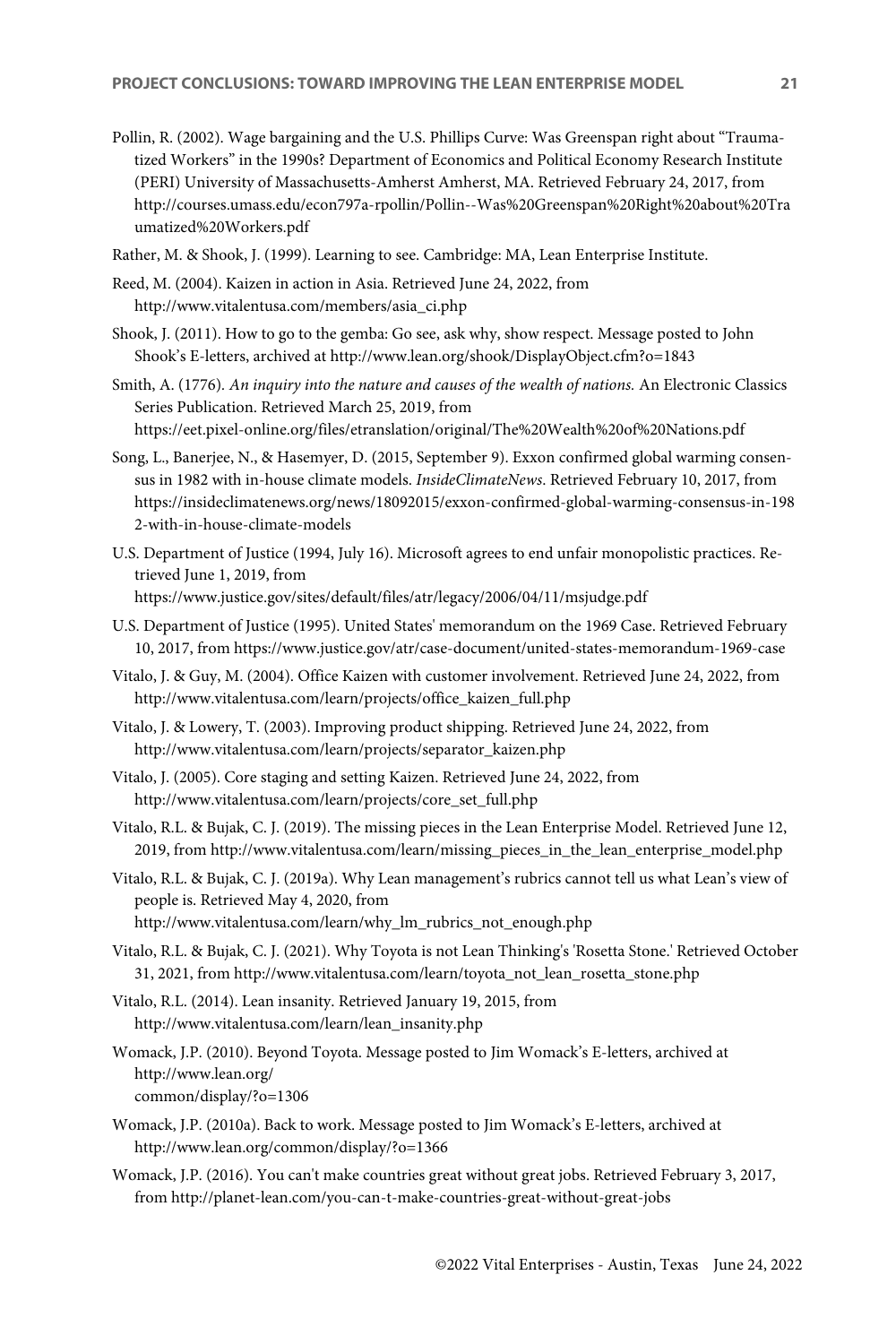Pollin, R. (2002). Wage bargaining and the U.S. Phillips Curve: Was Greenspan right about "Traumatized Workers" in the 1990s? Department of Economics and Political Economy Research Institute (PERI) University of Massachusetts-Amherst Amherst, MA. Retrieved February 24, 2017, from http://courses.umass.edu/econ797a-rpollin/Pollin--Was%20Greenspan%20Right%20about%20Traumatized%20Workers.pdf

Rather, M. & Shook, J. (1999). Learning to see. Cambridge: MA, Lean Enterprise Institute.

Reed, M. (2004). Kaizen in action in Asia. Retrieved June 24, 2022, from http://www.vitalentusa.com/members/asia_ci.php

Shook, J. (2011). How to go to the gemba: Go see, ask why, show respect. Message posted to John Shook's E-letters, archived at http://www.lean.org/shook/DisplayObject.cfm?o=1843

Smith, A. (1776). *An inquiry into the nature and causes of the wealth of nations.* An Electronic Classics Series Publication. Retrieved March 25, 2019, from https://eet.pixel-online.org/files/etranslation/original/The%20Wealth%20of%20Nations.pdf

Song, L., Banerjee, N., & Hasemyer, D. (2015, September 9). Exxon confirmed global warming consensus in 1982 with in-house climate models. *InsideClimateNews*. Retrieved February 10, 2017, from https://insideclimatenews.org/news/18092015/exxon-confirmed-global-warming-consensus-in-1982-with-in-house-climate-models

U.S. Department of Justice (1994, July 16). Microsoft agrees to end unfair monopolistic practices. Retrieved June 1, 2019, from https://www.justice.gov/sites/default/files/atr/legacy/2006/04/11/msjudge.pdf

U.S. Department of Justice (1995). United States' memorandum on the 1969 Case. Retrieved February 10, 2017, from https://www.justice.gov/atr/case-document/united-states-memorandum-1969-case

Vitalo, J. & Guy, M. (2004). Office Kaizen with customer involvement. Retrieved June 24, 2022, from http://www.vitalentusa.com/learn/projects/office_kaizen_full.php

Vitalo, J. & Lowery, T. (2003). Improving product shipping. Retrieved June 24, 2022, from http://www.vitalentusa.com/learn/projects/separator_kaizen.php

Vitalo, J. (2005). Core staging and setting Kaizen. Retrieved June 24, 2022, from http://www.vitalentusa.com/learn/projects/core_set_full.php

Vitalo, R.L. & Bujak, C. J. (2019). The missing pieces in the Lean Enterprise Model. Retrieved June 12, 2019, from http://www.vitalentusa.com/learn/missing_pieces_in_the_lean_enterprise_model.php

Vitalo, R.L. & Bujak, C. J. (2019a). Why Lean management's rubrics cannot tell us what Lean's view of people is. Retrieved May 4, 2020, from http://www.vitalentusa.com/learn/why_lm_rubrics_not_enough.php

Vitalo, R.L. & Bujak, C. J. (2021). Why Toyota is not Lean Thinking's 'Rosetta Stone.' Retrieved October 31, 2021, from http://www.vitalentusa.com/learn/toyota_not_lean_rosetta_stone.php

Vitalo, R.L. (2014). Lean insanity. Retrieved January 19, 2015, from http://www.vitalentusa.com/learn/lean_insanity.php

Womack, J.P. (2010). Beyond Toyota. Message posted to Jim Womack's E-letters, archived at http://www.lean.org/common/display/?o=1306

Womack, J.P. (2010a). Back to work. Message posted to Jim Womack's E-letters, archived at http://www.lean.org/common/display/?o=1366

Womack, J.P. (2016). You can't make countries great without great jobs. Retrieved February 3, 2017, from http://planet-lean.com/you-can-t-make-countries-great-without-great-jobs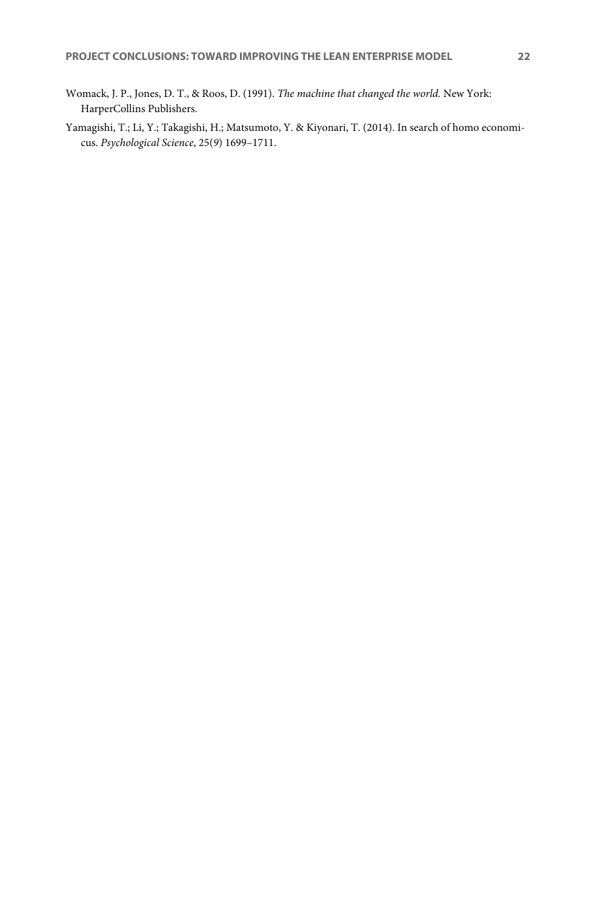Womack, J. P., Jones, D. T., & Roos, D. (1991). *The machine that changed the world.* New York: HarperCollins Publishers.

Yamagishi, T.; Li, Y.; Takagishi, H.; Matsumoto, Y. & Kiyonari, T. (2014). In search of homo economicus. *Psychological Science*, 25(9) 1699–1711.